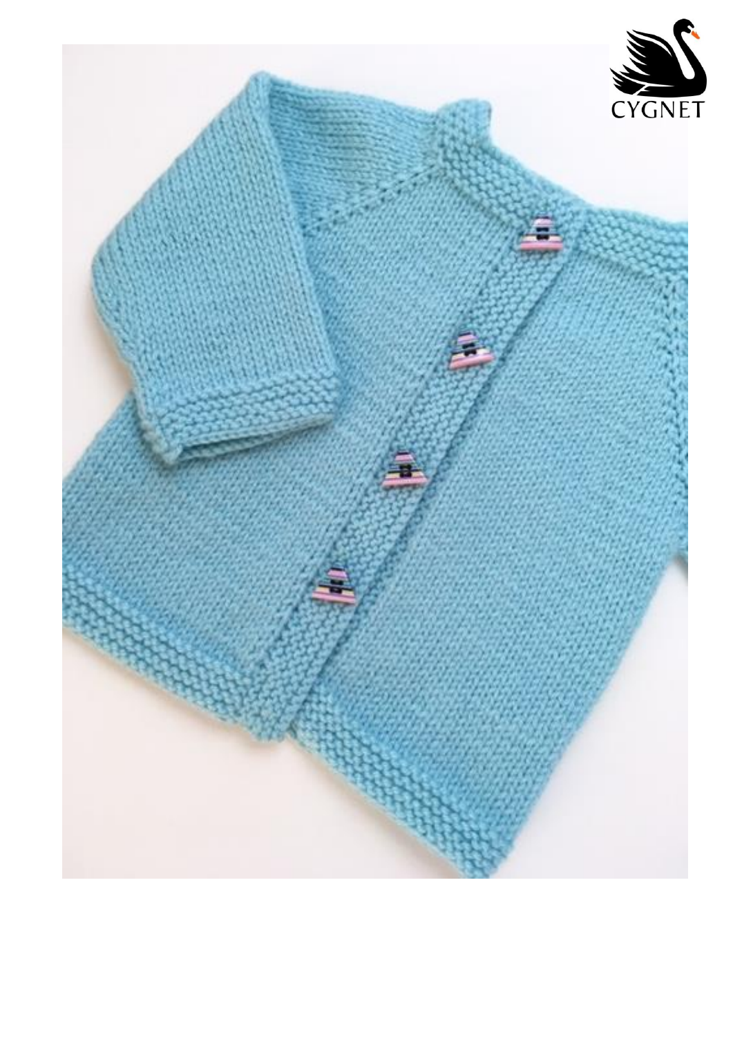CYGNET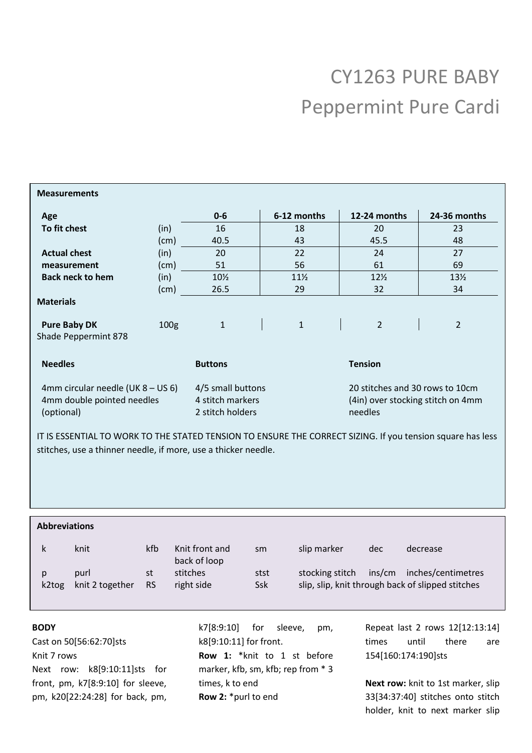# CY1263 PURE BABY
## Peppermint Pure Cardi

**Measurements**

| Age | | 0-6 | 6-12 months | 12-24 months | 24-36 months |
|---|---|---|---|---|---|
| **To fit chest** | (in) | 16 | 18 | 20 | 23 |
| | (cm) | 40.5 | 43 | 45.5 | 48 |
| **Actual chest measurement** | (in) | 20 | 22 | 24 | 27 |
| | (cm) | 51 | 56 | 61 | 69 |
| **Back neck to hem** | (in) | 10½ | 11½ | 12½ | 13½ |
| | (cm) | 26.5 | 29 | 32 | 34 |

**Materials**

| | | | | | |
|---|---|---|---|---|---|
| **Pure Baby DK** Shade Peppermint 878 | 100g | 1 | 1 | 2 | 2 |

**Needles**

4mm circular needle (UK 8 – US 6)
4mm double pointed needles (optional)

**Buttons**

4/5 small buttons
4 stitch markers
2 stitch holders

**Tension**

20 stitches and 30 rows to 10cm (4in) over stocking stitch on 4mm needles

IT IS ESSENTIAL TO WORK TO THE STATED TENSION TO ENSURE THE CORRECT SIZING. If you tension square has less stitches, use a thinner needle, if more, use a thicker needle.

**Abbreviations**

| | | | | | | | |
|---|---|---|---|---|---|---|---|
| k | knit | kfb | Knit front and back of loop | sm | slip marker | dec | decrease |
| p | purl | st | stitches | stst | stocking stitch | ins/cm | inches/centimetres |
| k2tog | knit 2 together | RS | right side | Ssk | slip, slip, knit through back of slipped stitches | | |

**BODY**

Cast on 50[56:62:70]sts

Knit 7 rows

Next row: k8[9:10:11]sts for front, pm, k7[8:9:10] for sleeve, pm, k20[22:24:28] for back, pm, k7[8:9:10] for sleeve, pm, k8[9:10:11] for front.

**Row 1:** *knit to 1 st before marker, kfb, sm, kfb; rep from * 3 times, k to end

**Row 2:** *purl to end

Repeat last 2 rows 12[12:13:14] times until there are 154[160:174:190]sts

**Next row:** knit to 1st marker, slip 33[34:37:40] stitches onto stitch holder, knit to next marker slip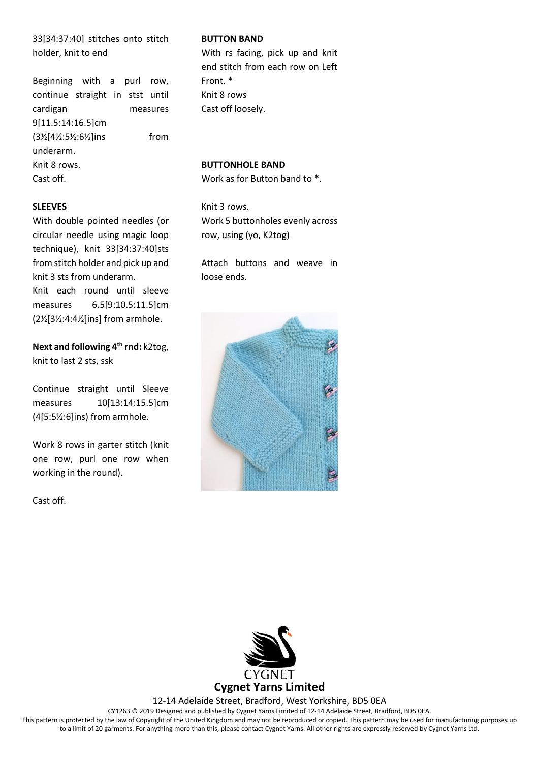33[34:37:40] stitches onto stitch holder, knit to end

Beginning with a purl row, continue straight in stst until cardigan measures 9[11.5:14:16.5]cm (3½[4½:5½:6½]ins from underarm.

Knit 8 rows.

Cast off.

## SLEEVES

With double pointed needles (or circular needle using magic loop technique), knit 33[34:37:40]sts from stitch holder and pick up and knit 3 sts from underarm.

Knit each round until sleeve measures 6.5[9:10.5:11.5]cm (2½[3½:4:4½]ins] from armhole.

**Next and following 4th rnd:** k2tog, knit to last 2 sts, ssk

Continue straight until Sleeve measures 10[13:14:15.5]cm (4[5:5½:6]ins) from armhole.

Work 8 rows in garter stitch (knit one row, purl one row when working in the round).

Cast off.

## BUTTON BAND

With rs facing, pick up and knit end stitch from each row on Left Front. *

Knit 8 rows

Cast off loosely.

## BUTTONHOLE BAND

Work as for Button band to *.

Knit 3 rows.

Work 5 buttonholes evenly across row, using (yo, K2tog)

Attach buttons and weave in loose ends.

**Cygnet Yarns Limited**

12-14 Adelaide Street, Bradford, West Yorkshire, BD5 0EA

CY1263 © 2019 Designed and published by Cygnet Yarns Limited of 12-14 Adelaide Street, Bradford, BD5 0EA.

This pattern is protected by the law of Copyright of the United Kingdom and may not be reproduced or copied. This pattern may be used for manufacturing purposes up to a limit of 20 garments. For anything more than this, please contact Cygnet Yarns. All other rights are expressly reserved by Cygnet Yarns Ltd.